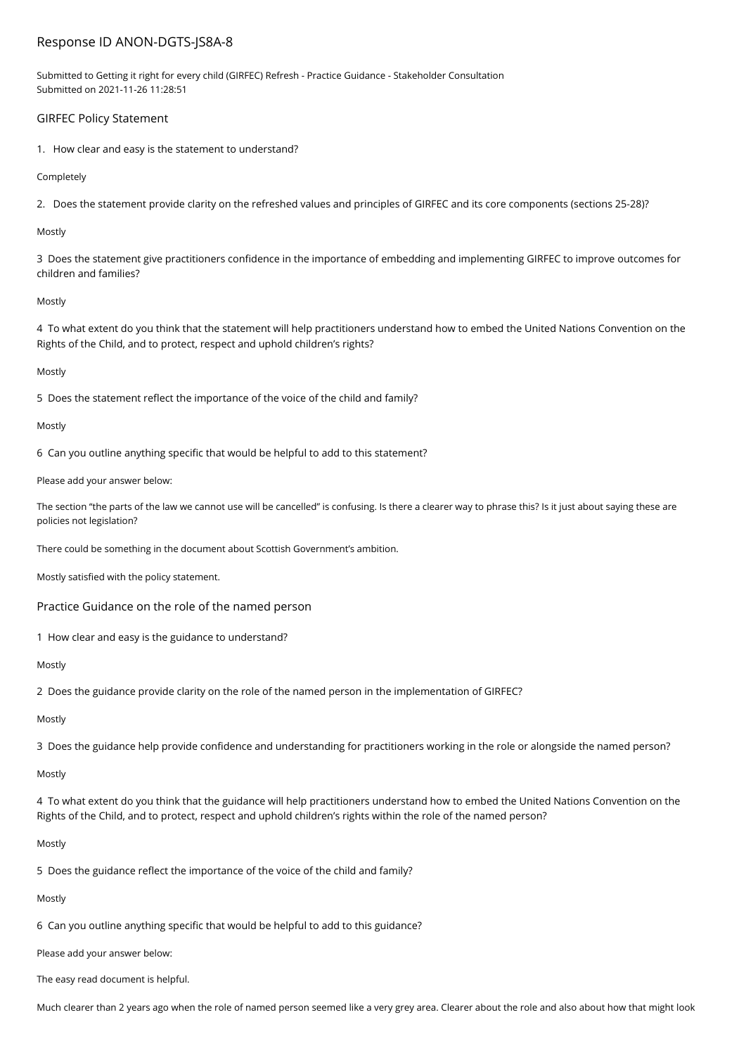# Response ID ANON-DGTS-JS8A-8

Submitted to Getting it right for every child (GIRFEC) Refresh - Practice Guidance - Stakeholder Consultation
Submitted on 2021-11-26 11:28:51

## GIRFEC Policy Statement

1. How clear and easy is the statement to understand?

Completely

2. Does the statement provide clarity on the refreshed values and principles of GIRFEC and its core components (sections 25-28)?

Mostly

3 Does the statement give practitioners confidence in the importance of embedding and implementing GIRFEC to improve outcomes for children and families?

Mostly

4 To what extent do you think that the statement will help practitioners understand how to embed the United Nations Convention on the Rights of the Child, and to protect, respect and uphold children's rights?

Mostly

5 Does the statement reflect the importance of the voice of the child and family?

Mostly

6 Can you outline anything specific that would be helpful to add to this statement?

Please add your answer below:

The section "the parts of the law we cannot use will be cancelled" is confusing. Is there a clearer way to phrase this? Is it just about saying these are policies not legislation?

There could be something in the document about Scottish Government's ambition.

Mostly satisfied with the policy statement.

## Practice Guidance on the role of the named person

1 How clear and easy is the guidance to understand?

Mostly

2 Does the guidance provide clarity on the role of the named person in the implementation of GIRFEC?

Mostly

3 Does the guidance help provide confidence and understanding for practitioners working in the role or alongside the named person?

Mostly

4 To what extent do you think that the guidance will help practitioners understand how to embed the United Nations Convention on the Rights of the Child, and to protect, respect and uphold children's rights within the role of the named person?

Mostly

5 Does the guidance reflect the importance of the voice of the child and family?

Mostly

6 Can you outline anything specific that would be helpful to add to this guidance?

Please add your answer below:

The easy read document is helpful.

Much clearer than 2 years ago when the role of named person seemed like a very grey area. Clearer about the role and also about how that might look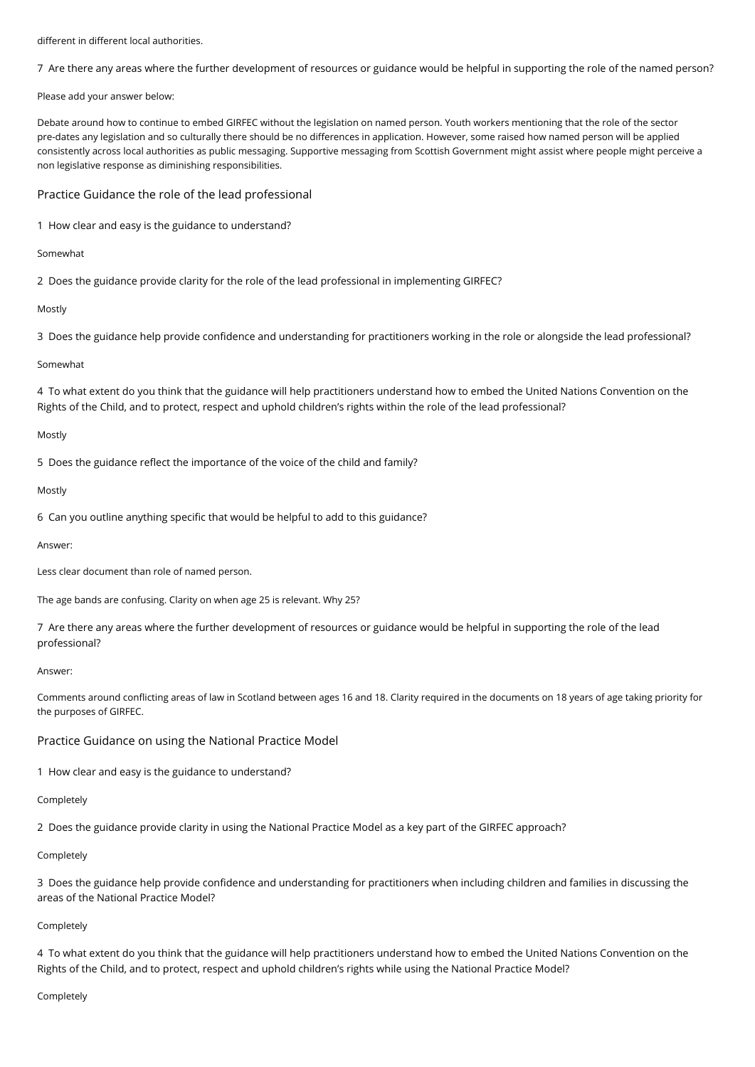different in different local authorities.

7 Are there any areas where the further development of resources or guidance would be helpful in supporting the role of the named person?

Please add your answer below:

Debate around how to continue to embed GIRFEC without the legislation on named person. Youth workers mentioning that the role of the sector pre-dates any legislation and so culturally there should be no differences in application. However, some raised how named person will be applied consistently across local authorities as public messaging. Supportive messaging from Scottish Government might assist where people might perceive a non legislative response as diminishing responsibilities.

## Practice Guidance the role of the lead professional

1 How clear and easy is the guidance to understand?

Somewhat

2 Does the guidance provide clarity for the role of the lead professional in implementing GIRFEC?

Mostly

3 Does the guidance help provide confidence and understanding for practitioners working in the role or alongside the lead professional?

Somewhat

4 To what extent do you think that the guidance will help practitioners understand how to embed the United Nations Convention on the Rights of the Child, and to protect, respect and uphold children's rights within the role of the lead professional?

Mostly

5 Does the guidance reflect the importance of the voice of the child and family?

Mostly

6 Can you outline anything specific that would be helpful to add to this guidance?

Answer:

Less clear document than role of named person.

The age bands are confusing. Clarity on when age 25 is relevant. Why 25?

7 Are there any areas where the further development of resources or guidance would be helpful in supporting the role of the lead professional?

Answer:

Comments around conflicting areas of law in Scotland between ages 16 and 18. Clarity required in the documents on 18 years of age taking priority for the purposes of GIRFEC.

## Practice Guidance on using the National Practice Model

1 How clear and easy is the guidance to understand?

Completely

2 Does the guidance provide clarity in using the National Practice Model as a key part of the GIRFEC approach?

Completely

3 Does the guidance help provide confidence and understanding for practitioners when including children and families in discussing the areas of the National Practice Model?

Completely

4 To what extent do you think that the guidance will help practitioners understand how to embed the United Nations Convention on the Rights of the Child, and to protect, respect and uphold children's rights while using the National Practice Model?

Completely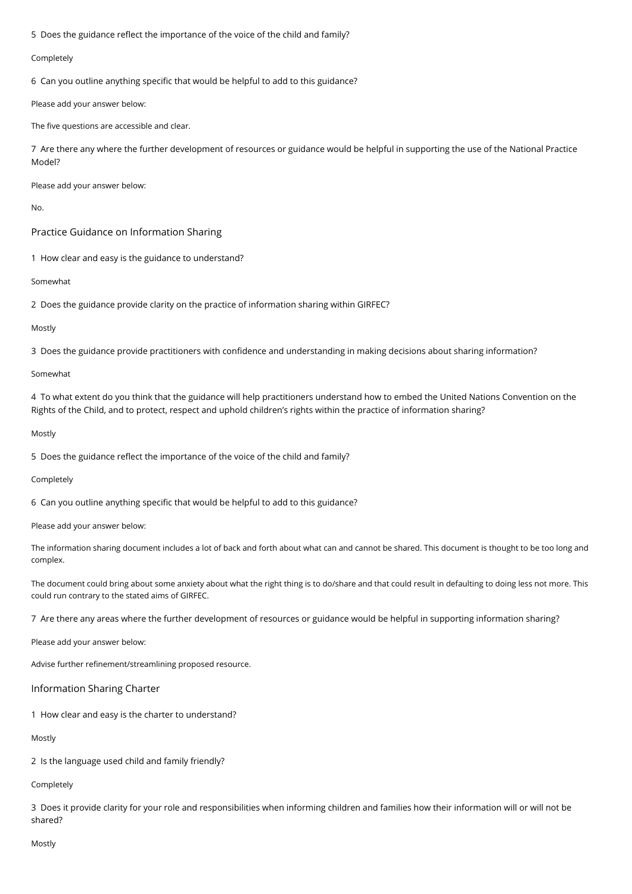5 Does the guidance reflect the importance of the voice of the child and family?

Completely

6 Can you outline anything specific that would be helpful to add to this guidance?

Please add your answer below:

The five questions are accessible and clear.

7 Are there any where the further development of resources or guidance would be helpful in supporting the use of the National Practice Model?

Please add your answer below:

No.

## Practice Guidance on Information Sharing

1 How clear and easy is the guidance to understand?

Somewhat

2 Does the guidance provide clarity on the practice of information sharing within GIRFEC?

Mostly

3 Does the guidance provide practitioners with confidence and understanding in making decisions about sharing information?

Somewhat

4 To what extent do you think that the guidance will help practitioners understand how to embed the United Nations Convention on the Rights of the Child, and to protect, respect and uphold children's rights within the practice of information sharing?

Mostly

5 Does the guidance reflect the importance of the voice of the child and family?

Completely

6 Can you outline anything specific that would be helpful to add to this guidance?

Please add your answer below:

The information sharing document includes a lot of back and forth about what can and cannot be shared. This document is thought to be too long and complex.

The document could bring about some anxiety about what the right thing is to do/share and that could result in defaulting to doing less not more. This could run contrary to the stated aims of GIRFEC.

7 Are there any areas where the further development of resources or guidance would be helpful in supporting information sharing?

Please add your answer below:

Advise further refinement/streamlining proposed resource.

## Information Sharing Charter

1 How clear and easy is the charter to understand?

Mostly

2 Is the language used child and family friendly?

Completely

3 Does it provide clarity for your role and responsibilities when informing children and families how their information will or will not be shared?

Mostly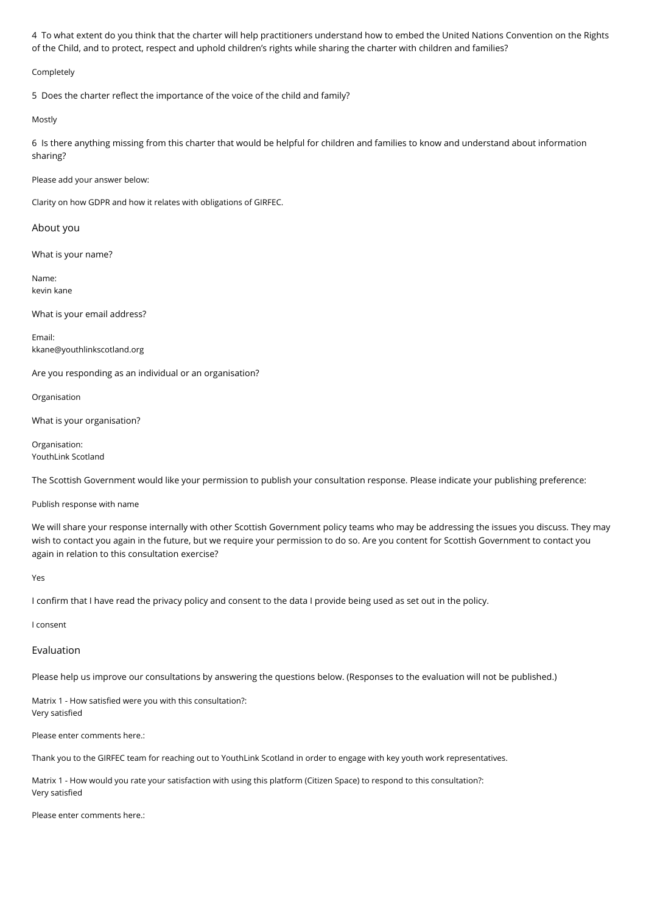4 To what extent do you think that the charter will help practitioners understand how to embed the United Nations Convention on the Rights of the Child, and to protect, respect and uphold children's rights while sharing the charter with children and families?

Completely

5 Does the charter reflect the importance of the voice of the child and family?

Mostly

6 Is there anything missing from this charter that would be helpful for children and families to know and understand about information sharing?

Please add your answer below:

Clarity on how GDPR and how it relates with obligations of GIRFEC.

## About you

What is your name?

Name:
kevin kane

What is your email address?

Email:
kkane@youthlinkscotland.org

Are you responding as an individual or an organisation?

Organisation

What is your organisation?

Organisation:
YouthLink Scotland

The Scottish Government would like your permission to publish your consultation response. Please indicate your publishing preference:

Publish response with name

We will share your response internally with other Scottish Government policy teams who may be addressing the issues you discuss. They may wish to contact you again in the future, but we require your permission to do so. Are you content for Scottish Government to contact you again in relation to this consultation exercise?

Yes

I confirm that I have read the privacy policy and consent to the data I provide being used as set out in the policy.

I consent

## Evaluation

Please help us improve our consultations by answering the questions below. (Responses to the evaluation will not be published.)

Matrix 1 - How satisfied were you with this consultation?:
Very satisfied

Please enter comments here.:

Thank you to the GIRFEC team for reaching out to YouthLink Scotland in order to engage with key youth work representatives.

Matrix 1 - How would you rate your satisfaction with using this platform (Citizen Space) to respond to this consultation?:
Very satisfied

Please enter comments here.: